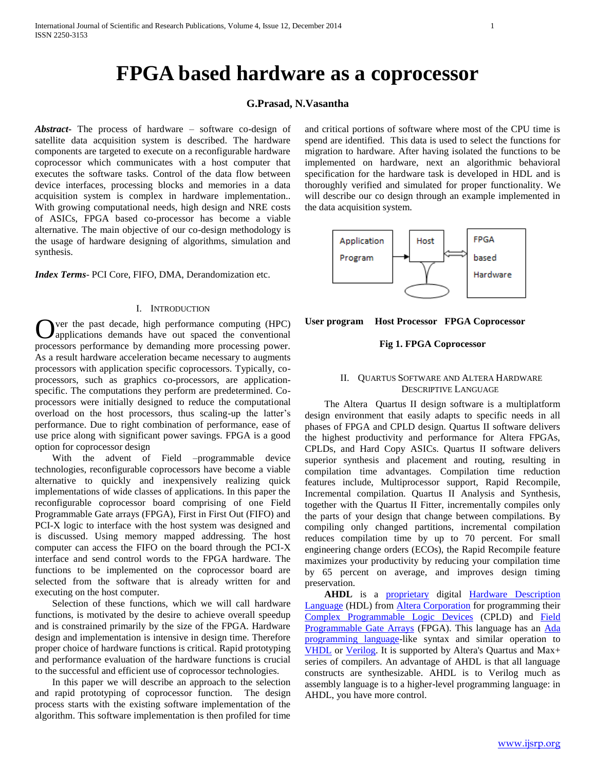# FPGA based hardware as a coprocessor

**G.Prasad, N.Vasantha**

***Abstract***- The process of hardware – software co-design of satellite data acquisition system is described. The hardware components are targeted to execute on a reconfigurable hardware coprocessor which communicates with a host computer that executes the software tasks. Control of the data flow between device interfaces, processing blocks and memories in a data acquisition system is complex in hardware implementation.. With growing computational needs, high design and NRE costs of ASICs, FPGA based co-processor has become a viable alternative. The main objective of our co-design methodology is the usage of hardware designing of algorithms, simulation and synthesis.

***Index Terms***- PCI Core, FIFO, DMA, Derandomization etc.

## I. Introduction

Over the past decade, high performance computing (HPC) applications demands have out spaced the conventional processors performance by demanding more processing power. As a result hardware acceleration became necessary to augments processors with application specific coprocessors. Typically, co-processors, such as graphics co-processors, are application-specific. The computations they perform are predetermined. Co-processors were initially designed to reduce the computational overload on the host processors, thus scaling-up the latter's performance. Due to right combination of performance, ease of use price along with significant power savings. FPGA is a good option for coprocessor design

With the advent of Field –programmable device technologies, reconfigurable coprocessors have become a viable alternative to quickly and inexpensively realizing quick implementations of wide classes of applications. In this paper the reconfigurable coprocessor board comprising of one Field Programmable Gate arrays (FPGA), First in First Out (FIFO) and PCI-X logic to interface with the host system was designed and is discussed. Using memory mapped addressing. The host computer can access the FIFO on the board through the PCI-X interface and send control words to the FPGA hardware. The functions to be implemented on the coprocessor board are selected from the software that is already written for and executing on the host computer.

Selection of these functions, which we will call hardware functions, is motivated by the desire to achieve overall speedup and is constrained primarily by the size of the FPGA. Hardware design and implementation is intensive in design time. Therefore proper choice of hardware functions is critical. Rapid prototyping and performance evaluation of the hardware functions is crucial to the successful and efficient use of coprocessor technologies.

In this paper we will describe an approach to the selection and rapid prototyping of coprocessor function. The design process starts with the existing software implementation of the algorithm. This software implementation is then profiled for time and critical portions of software where most of the CPU time is spend are identified. This data is used to select the functions for migration to hardware. After having isolated the functions to be implemented on hardware, next an algorithmic behavioral specification for the hardware task is developed in HDL and is thoroughly verified and simulated for proper functionality. We will describe our co design through an example implemented in the data acquisition system.

Application Program → Host ⇔ FPGA based Hardware

**User program Host Processor FPGA Coprocessor**

**Fig 1. FPGA Coprocessor**

## II. Quartus Software and Altera Hardware Descriptive Language

The Altera Quartus II design software is a multiplatform design environment that easily adapts to specific needs in all phases of FPGA and CPLD design. Quartus II software delivers the highest productivity and performance for Altera FPGAs, CPLDs, and Hard Copy ASICs. Quartus II software delivers superior synthesis and placement and routing, resulting in compilation time advantages. Compilation time reduction features include, Multiprocessor support, Rapid Recompile, Incremental compilation. Quartus II Analysis and Synthesis, together with the Quartus II Fitter, incrementally compiles only the parts of your design that change between compilations. By compiling only changed partitions, incremental compilation reduces compilation time by up to 70 percent. For small engineering change orders (ECOs), the Rapid Recompile feature maximizes your productivity by reducing your compilation time by 65 percent on average, and improves design timing preservation.

**AHDL** is a proprietary digital Hardware Description Language (HDL) from Altera Corporation for programming their Complex Programmable Logic Devices (CPLD) and Field Programmable Gate Arrays (FPGA). This language has an Ada programming language-like syntax and similar operation to VHDL or Verilog. It is supported by Altera's Quartus and Max+ series of compilers. An advantage of AHDL is that all language constructs are synthesizable. AHDL is to Verilog much as assembly language is to a higher-level programming language: in AHDL, you have more control.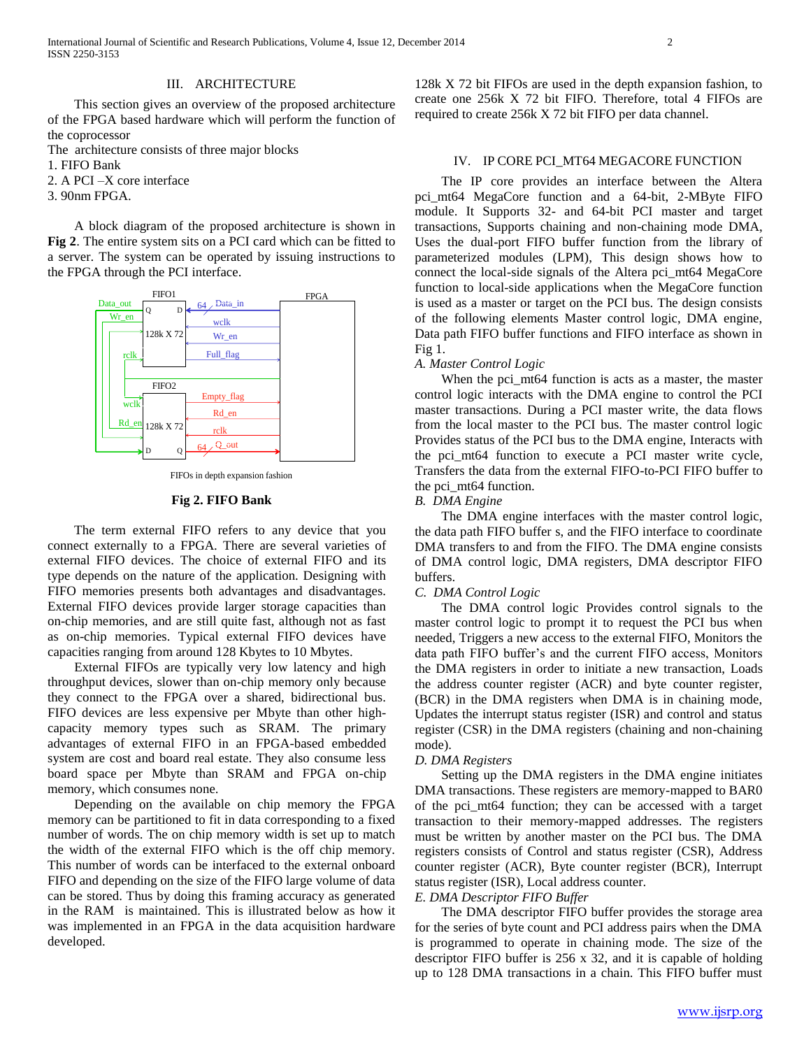## III. ARCHITECTURE

This section gives an overview of the proposed architecture of the FPGA based hardware which will perform the function of the coprocessor

The architecture consists of three major blocks

1. FIFO Bank
2. A PCI –X core interface
3. 90nm FPGA.

A block diagram of the proposed architecture is shown in **Fig 2**. The entire system sits on a PCI card which can be fitted to a server. The system can be operated by issuing instructions to the FPGA through the PCI interface.

FIFOs in depth expansion fashion

**Fig 2. FIFO Bank**

The term external FIFO refers to any device that you connect externally to a FPGA. There are several varieties of external FIFO devices. The choice of external FIFO and its type depends on the nature of the application. Designing with FIFO memories presents both advantages and disadvantages. External FIFO devices provide larger storage capacities than on-chip memories, and are still quite fast, although not as fast as on-chip memories. Typical external FIFO devices have capacities ranging from around 128 Kbytes to 10 Mbytes.

External FIFOs are typically very low latency and high throughput devices, slower than on-chip memory only because they connect to the FPGA over a shared, bidirectional bus. FIFO devices are less expensive per Mbyte than other high-capacity memory types such as SRAM. The primary advantages of external FIFO in an FPGA-based embedded system are cost and board real estate. They also consume less board space per Mbyte than SRAM and FPGA on-chip memory, which consumes none.

Depending on the available on chip memory the FPGA memory can be partitioned to fit in data corresponding to a fixed number of words. The on chip memory width is set up to match the width of the external FIFO which is the off chip memory. This number of words can be interfaced to the external onboard FIFO and depending on the size of the FIFO large volume of data can be stored. Thus by doing this framing accuracy as generated in the RAM is maintained. This is illustrated below as how it was implemented in an FPGA in the data acquisition hardware developed.

128k X 72 bit FIFOs are used in the depth expansion fashion, to create one 256k X 72 bit FIFO. Therefore, total 4 FIFOs are required to create 256k X 72 bit FIFO per data channel.

## IV. IP CORE PCI_MT64 MEGACORE FUNCTION

The IP core provides an interface between the Altera pci_mt64 MegaCore function and a 64-bit, 2-MByte FIFO module. It Supports 32- and 64-bit PCI master and target transactions, Supports chaining and non-chaining mode DMA, Uses the dual-port FIFO buffer function from the library of parameterized modules (LPM), This design shows how to connect the local-side signals of the Altera pci_mt64 MegaCore function to local-side applications when the MegaCore function is used as a master or target on the PCI bus. The design consists of the following elements Master control logic, DMA engine, Data path FIFO buffer functions and FIFO interface as shown in Fig 1.

*A. Master Control Logic*

When the pci_mt64 function is acts as a master, the master control logic interacts with the DMA engine to control the PCI master transactions. During a PCI master write, the data flows from the local master to the PCI bus. The master control logic Provides status of the PCI bus to the DMA engine, Interacts with the pci_mt64 function to execute a PCI master write cycle, Transfers the data from the external FIFO-to-PCI FIFO buffer to the pci_mt64 function.

*B. DMA Engine*

The DMA engine interfaces with the master control logic, the data path FIFO buffer s, and the FIFO interface to coordinate DMA transfers to and from the FIFO. The DMA engine consists of DMA control logic, DMA registers, DMA descriptor FIFO buffers.

*C. DMA Control Logic*

The DMA control logic Provides control signals to the master control logic to prompt it to request the PCI bus when needed, Triggers a new access to the external FIFO, Monitors the data path FIFO buffer's and the current FIFO access, Monitors the DMA registers in order to initiate a new transaction, Loads the address counter register (ACR) and byte counter register, (BCR) in the DMA registers when DMA is in chaining mode, Updates the interrupt status register (ISR) and control and status register (CSR) in the DMA registers (chaining and non-chaining mode).

*D. DMA Registers*

Setting up the DMA registers in the DMA engine initiates DMA transactions. These registers are memory-mapped to BAR0 of the pci_mt64 function; they can be accessed with a target transaction to their memory-mapped addresses. The registers must be written by another master on the PCI bus. The DMA registers consists of Control and status register (CSR), Address counter register (ACR), Byte counter register (BCR), Interrupt status register (ISR), Local address counter.

*E. DMA Descriptor FIFO Buffer*

The DMA descriptor FIFO buffer provides the storage area for the series of byte count and PCI address pairs when the DMA is programmed to operate in chaining mode. The size of the descriptor FIFO buffer is 256 x 32, and it is capable of holding up to 128 DMA transactions in a chain. This FIFO buffer must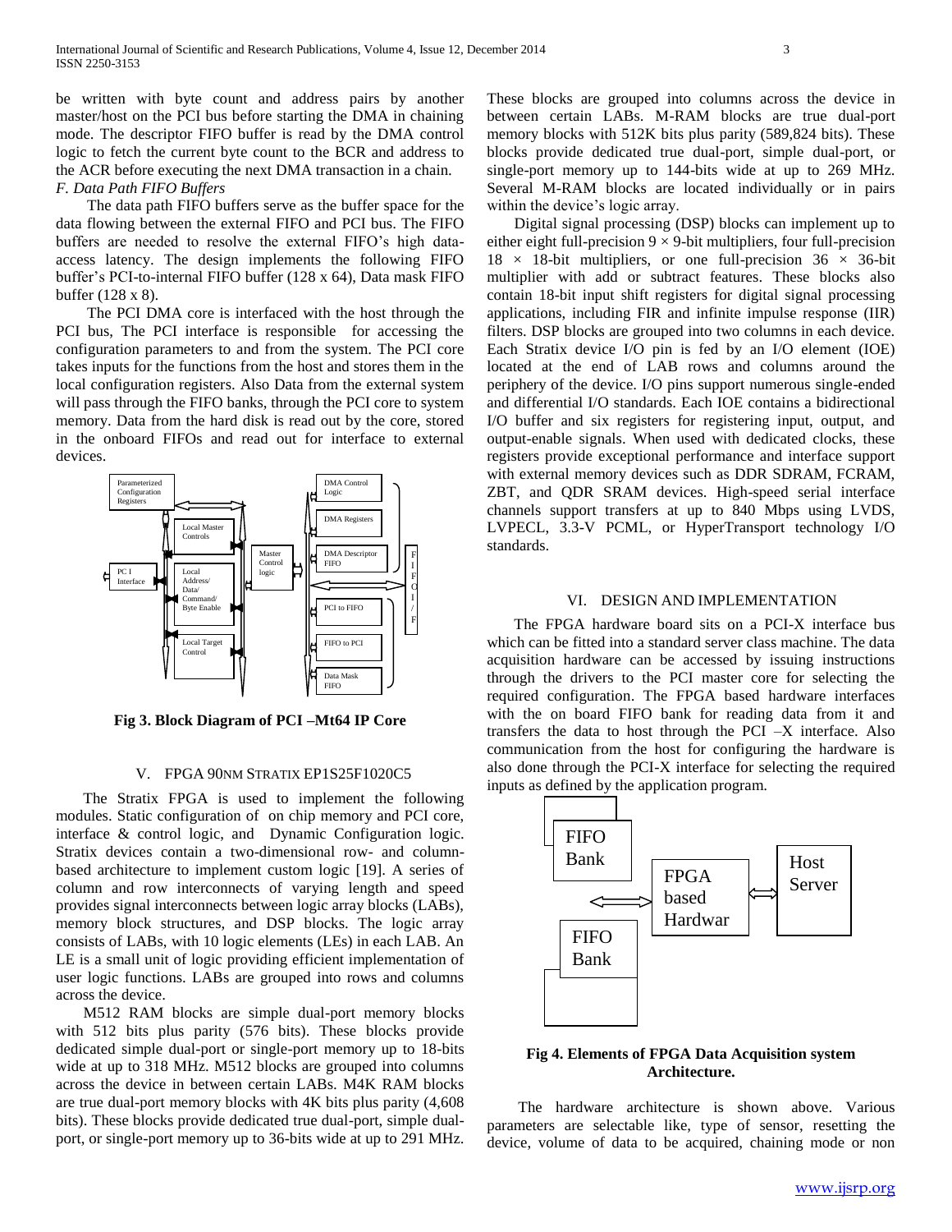be written with byte count and address pairs by another master/host on the PCI bus before starting the DMA in chaining mode. The descriptor FIFO buffer is read by the DMA control logic to fetch the current byte count to the BCR and address to the ACR before executing the next DMA transaction in a chain.

*F. Data Path FIFO Buffers*

The data path FIFO buffers serve as the buffer space for the data flowing between the external FIFO and PCI bus. The FIFO buffers are needed to resolve the external FIFO's high data-access latency. The design implements the following FIFO buffer's PCI-to-internal FIFO buffer (128 x 64), Data mask FIFO buffer (128 x 8).

The PCI DMA core is interfaced with the host through the PCI bus, The PCI interface is responsible for accessing the configuration parameters to and from the system. The PCI core takes inputs for the functions from the host and stores them in the local configuration registers. Also Data from the external system will pass through the FIFO banks, through the PCI core to system memory. Data from the hard disk is read out by the core, stored in the onboard FIFOs and read out for interface to external devices.

**Fig 3. Block Diagram of PCI –Mt64 IP Core**

## V. FPGA 90NM STRATIX EP1S25F1020C5

The Stratix FPGA is used to implement the following modules. Static configuration of on chip memory and PCI core, interface & control logic, and Dynamic Configuration logic. Stratix devices contain a two-dimensional row- and column-based architecture to implement custom logic [19]. A series of column and row interconnects of varying length and speed provides signal interconnects between logic array blocks (LABs), memory block structures, and DSP blocks. The logic array consists of LABs, with 10 logic elements (LEs) in each LAB. An LE is a small unit of logic providing efficient implementation of user logic functions. LABs are grouped into rows and columns across the device.

M512 RAM blocks are simple dual-port memory blocks with 512 bits plus parity (576 bits). These blocks provide dedicated simple dual-port or single-port memory up to 18-bits wide at up to 318 MHz. M512 blocks are grouped into columns across the device in between certain LABs. M4K RAM blocks are true dual-port memory blocks with 4K bits plus parity (4,608 bits). These blocks provide dedicated true dual-port, simple dual-port, or single-port memory up to 36-bits wide at up to 291 MHz. These blocks are grouped into columns across the device in between certain LABs. M-RAM blocks are true dual-port memory blocks with 512K bits plus parity (589,824 bits). These blocks provide dedicated true dual-port, simple dual-port, or single-port memory up to 144-bits wide at up to 269 MHz. Several M-RAM blocks are located individually or in pairs within the device's logic array.

Digital signal processing (DSP) blocks can implement up to either eight full-precision $9 \times 9$-bit multipliers, four full-precision $18 \times 18$-bit multipliers, or one full-precision $36 \times 36$-bit multiplier with add or subtract features. These blocks also contain 18-bit input shift registers for digital signal processing applications, including FIR and infinite impulse response (IIR) filters. DSP blocks are grouped into two columns in each device. Each Stratix device I/O pin is fed by an I/O element (IOE) located at the end of LAB rows and columns around the periphery of the device. I/O pins support numerous single-ended and differential I/O standards. Each IOE contains a bidirectional I/O buffer and six registers for registering input, output, and output-enable signals. When used with dedicated clocks, these registers provide exceptional performance and interface support with external memory devices such as DDR SDRAM, FCRAM, ZBT, and QDR SRAM devices. High-speed serial interface channels support transfers at up to 840 Mbps using LVDS, LVPECL, 3.3-V PCML, or HyperTransport technology I/O standards.

## VI. DESIGN AND IMPLEMENTATION

The FPGA hardware board sits on a PCI-X interface bus which can be fitted into a standard server class machine. The data acquisition hardware can be accessed by issuing instructions through the drivers to the PCI master core for selecting the required configuration. The FPGA based hardware interfaces with the on board FIFO bank for reading data from it and transfers the data to host through the PCI –X interface. Also communication from the host for configuring the hardware is also done through the PCI-X interface for selecting the required inputs as defined by the application program.

**Fig 4. Elements of FPGA Data Acquisition system Architecture.**

The hardware architecture is shown above. Various parameters are selectable like, type of sensor, resetting the device, volume of data to be acquired, chaining mode or non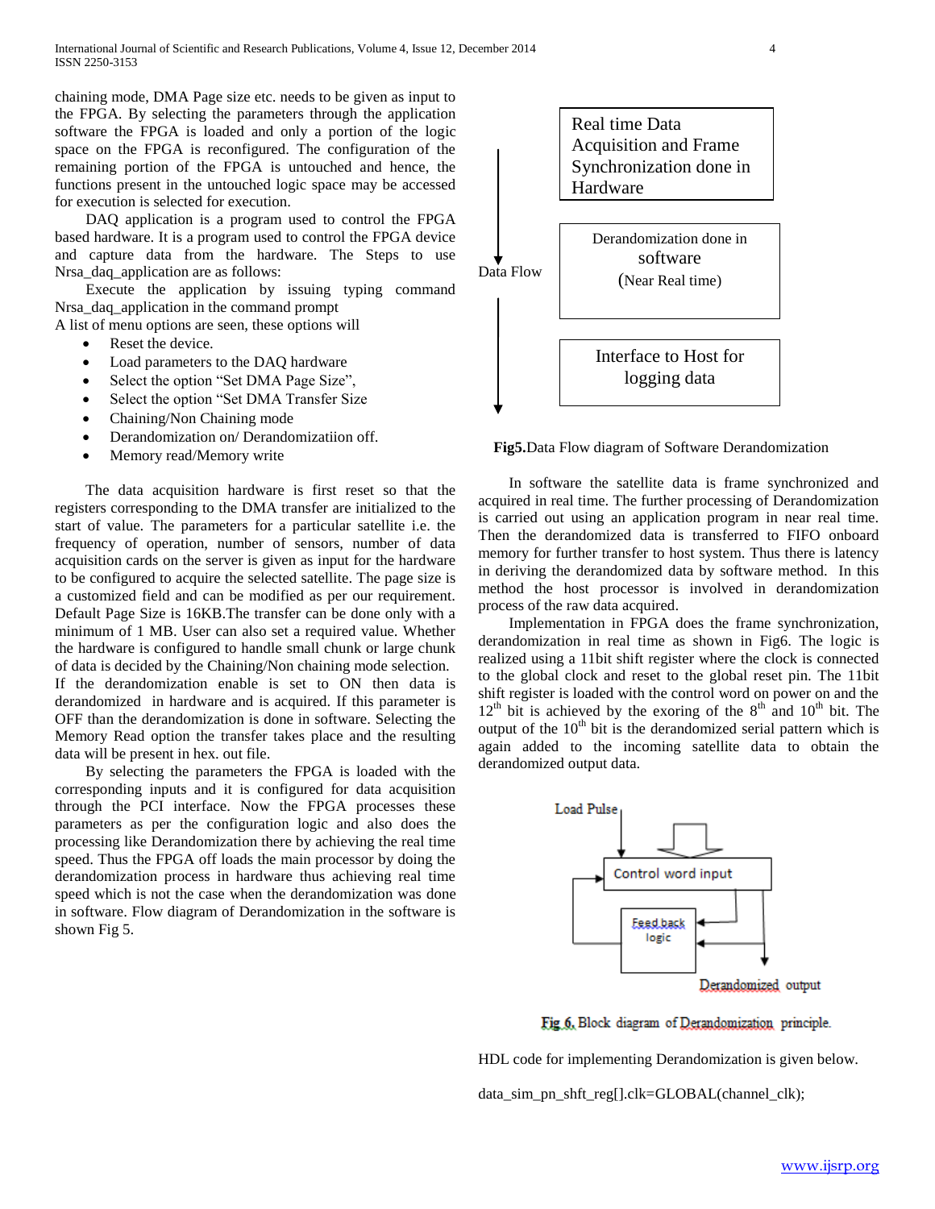chaining mode, DMA Page size etc. needs to be given as input to the FPGA. By selecting the parameters through the application software the FPGA is loaded and only a portion of the logic space on the FPGA is reconfigured. The configuration of the remaining portion of the FPGA is untouched and hence, the functions present in the untouched logic space may be accessed for execution is selected for execution.

DAQ application is a program used to control the FPGA based hardware. It is a program used to control the FPGA device and capture data from the hardware. The Steps to use Nrsa_daq_application are as follows:

Execute the application by issuing typing command Nrsa_daq_application in the command prompt

A list of menu options are seen, these options will

- Reset the device.
- Load parameters to the DAQ hardware
- Select the option "Set DMA Page Size",
- Select the option "Set DMA Transfer Size
- Chaining/Non Chaining mode
- Derandomization on/ Derandomizatiion off.
- Memory read/Memory write

The data acquisition hardware is first reset so that the registers corresponding to the DMA transfer are initialized to the start of value. The parameters for a particular satellite i.e. the frequency of operation, number of sensors, number of data acquisition cards on the server is given as input for the hardware to be configured to acquire the selected satellite. The page size is a customized field and can be modified as per our requirement. Default Page Size is 16KB.The transfer can be done only with a minimum of 1 MB. User can also set a required value. Whether the hardware is configured to handle small chunk or large chunk of data is decided by the Chaining/Non chaining mode selection. If the derandomization enable is set to ON then data is derandomized in hardware and is acquired. If this parameter is OFF than the derandomization is done in software. Selecting the Memory Read option the transfer takes place and the resulting data will be present in hex. out file.

By selecting the parameters the FPGA is loaded with the corresponding inputs and it is configured for data acquisition through the PCI interface. Now the FPGA processes these parameters as per the configuration logic and also does the processing like Derandomization there by achieving the real time speed. Thus the FPGA off loads the main processor by doing the derandomization process in hardware thus achieving real time speed which is not the case when the derandomization was done in software. Flow diagram of Derandomization in the software is shown Fig 5.

Data Flow

Real time Data Acquisition and Frame Synchronization done in Hardware

Derandomization done in software (Near Real time)

Interface to Host for logging data

**Fig5.**Data Flow diagram of Software Derandomization

In software the satellite data is frame synchronized and acquired in real time. The further processing of Derandomization is carried out using an application program in near real time. Then the derandomized data is transferred to FIFO onboard memory for further transfer to host system. Thus there is latency in deriving the derandomized data by software method. In this method the host processor is involved in derandomization process of the raw data acquired.

Implementation in FPGA does the frame synchronization, derandomization in real time as shown in Fig6. The logic is realized using a 11bit shift register where the clock is connected to the global clock and reset to the global reset pin. The 11bit shift register is loaded with the control word on power on and the $12^{th}$ bit is achieved by the exoring of the $8^{th}$ and $10^{th}$ bit. The output of the $10^{th}$ bit is the derandomized serial pattern which is again added to the incoming satellite data to obtain the derandomized output data.

Load Pulse

Control word input

Feed back logic

Derandomized output

**Fig 6.** Block diagram of Derandomization principle.

HDL code for implementing Derandomization is given below.

```
data_sim_pn_shft_reg[].clk=GLOBAL(channel_clk);
```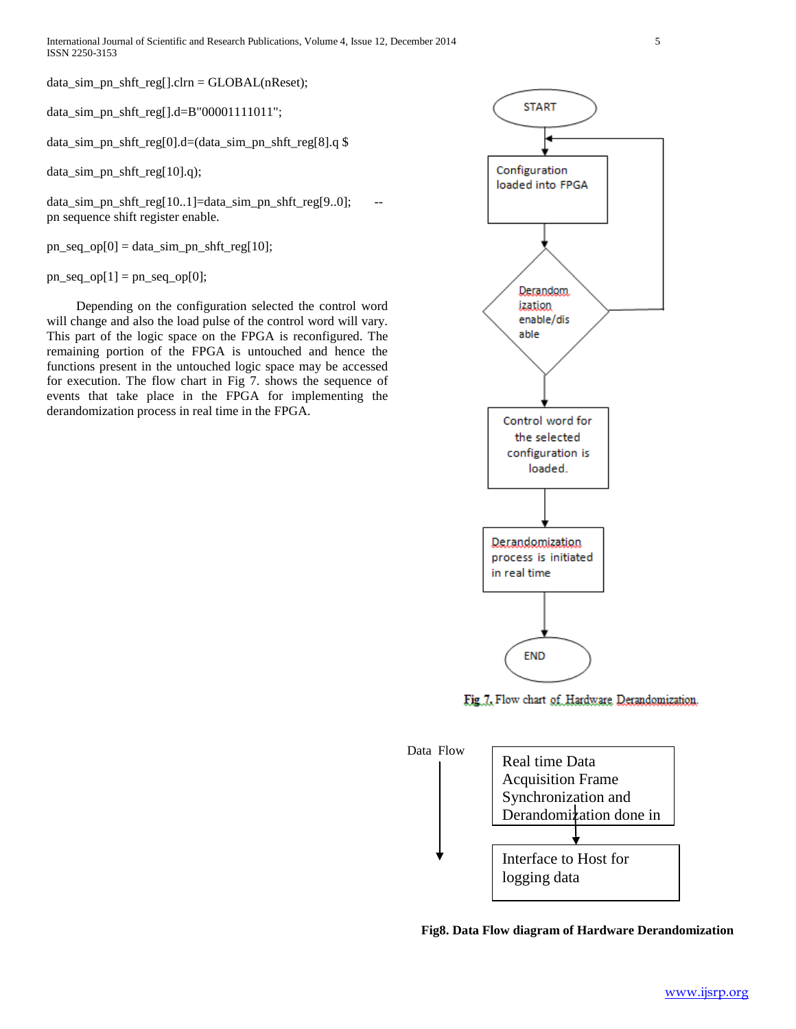data_sim_pn_shft_reg[].clrn = GLOBAL(nReset);

data_sim_pn_shft_reg[].d=B"00001111011";

data_sim_pn_shft_reg[0].d=(data_sim_pn_shft_reg[8].q $

data_sim_pn_shft_reg[10].q);

data_sim_pn_shft_reg[10..1]=data_sim_pn_shft_reg[9..0]; -- pn sequence shift register enable.

pn_seq_op[0] = data_sim_pn_shft_reg[10];

pn_seq_op[1] = pn_seq_op[0];

Depending on the configuration selected the control word will change and also the load pulse of the control word will vary. This part of the logic space on the FPGA is reconfigured. The remaining portion of the FPGA is untouched and hence the functions present in the untouched logic space may be accessed for execution. The flow chart in Fig 7. shows the sequence of events that take place in the FPGA for implementing the derandomization process in real time in the FPGA.

START

Configuration loaded into FPGA

Derandomization enable/disable

Control word for the selected configuration is loaded.

Derandomization process is initiated in real time

END

Fig 7. Flow chart of Hardware Derandomization

Data Flow

Real time Data Acquisition Frame Synchronization and Derandomization done in

Interface to Host for logging data

**Fig8. Data Flow diagram of Hardware Derandomization**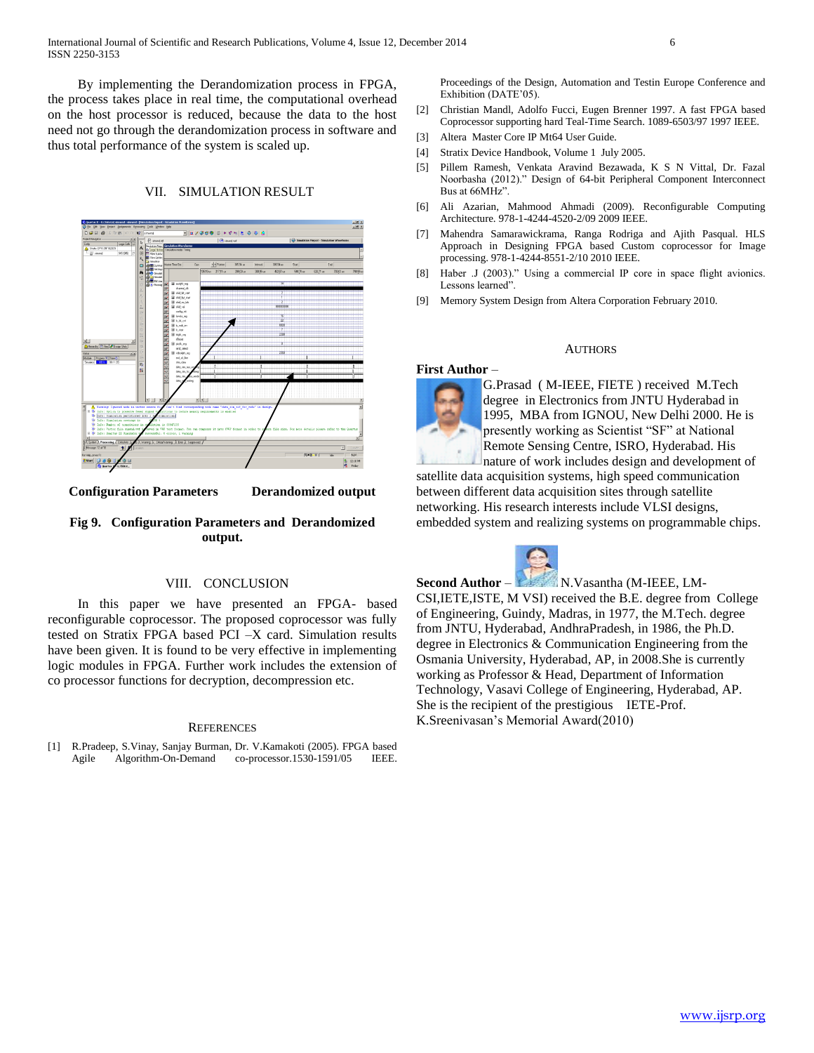By implementing the Derandomization process in FPGA, the process takes place in real time, the computational overhead on the host processor is reduced, because the data to the host need not go through the derandomization process in software and thus total performance of the system is scaled up.

## VII. SIMULATION RESULT

Configuration Parameters    Derandomized output

**Fig 9. Configuration Parameters and Derandomized output.**

## VIII. CONCLUSION

In this paper we have presented an FPGA- based reconfigurable coprocessor. The proposed coprocessor was fully tested on Stratix FPGA based PCI –X card. Simulation results have been given. It is found to be very effective in implementing logic modules in FPGA. Further work includes the extension of co processor functions for decryption, decompression etc.

## REFERENCES

[1] R.Pradeep, S.Vinay, Sanjay Burman, Dr. V.Kamakoti (2005). FPGA based Agile Algorithm-On-Demand co-processor.1530-1591/05 IEEE. Proceedings of the Design, Automation and Testin Europe Conference and Exhibition (DATE'05).

[2] Christian Mandl, Adolfo Fucci, Eugen Brenner 1997. A fast FPGA based Coprocessor supporting hard Teal-Time Search. 1089-6503/97 1997 IEEE.

[3] Altera Master Core IP Mt64 User Guide.

[4] Stratix Device Handbook, Volume 1 July 2005.

[5] Pillem Ramesh, Venkata Aravind Bezawada, K S N Vittal, Dr. Fazal Noorbasha (2012)." Design of 64-bit Peripheral Component Interconnect Bus at 66MHz".

[6] Ali Azarian, Mahmood Ahmadi (2009). Reconfigurable Computing Architecture. 978-1-4244-4520-2/09 2009 IEEE.

[7] Mahendra Samarawickrama, Ranga Rodriga and Ajith Pasqual. HLS Approach in Designing FPGA based Custom coprocessor for Image processing. 978-1-4244-8551-2/10 2010 IEEE.

[8] Haber .J (2003)." Using a commercial IP core in space flight avionics. Lessons learned".

[9] Memory System Design from Altera Corporation February 2010.

## AUTHORS

**First Author** – G.Prasad ( M-IEEE, FIETE ) received M.Tech degree in Electronics from JNTU Hyderabad in 1995, MBA from IGNOU, New Delhi 2000. He is presently working as Scientist "SF" at National Remote Sensing Centre, ISRO, Hyderabad. His nature of work includes design and development of satellite data acquisition systems, high speed communication between different data acquisition sites through satellite networking. His research interests include VLSI designs, embedded system and realizing systems on programmable chips.

**Second Author** – N.Vasantha (M-IEEE, LM-CSI,IETE,ISTE, M VSI) received the B.E. degree from College of Engineering, Guindy, Madras, in 1977, the M.Tech. degree from JNTU, Hyderabad, AndhraPradesh, in 1986, the Ph.D. degree in Electronics & Communication Engineering from the Osmania University, Hyderabad, AP, in 2008.She is currently working as Professor & Head, Department of Information Technology, Vasavi College of Engineering, Hyderabad, AP. She is the recipient of the prestigious IETE-Prof. K.Sreenivasan's Memorial Award(2010)